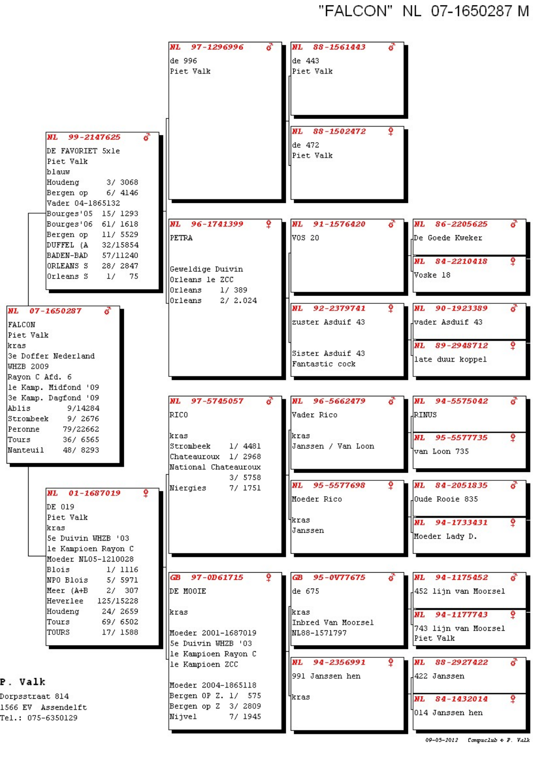# "FALCON" NL 07-1650287 M

**NL 07-1650287** ♂
FALCON
Piet Valk
kras
3e Doffer Nederland
WHZB 2009
Rayon C Afd. 6
1e Kamp. Midfond '09
3e Kamp. Dagfond '09

| | |
|---|---|
| Ablis | 9/14284 |
| Strombeek | 9/ 2676 |
| Peronne | 79/22662 |
| Tours | 36/ 6565 |
| Nanteuil | 48/ 8293 |

---

**NL 99-2147625** ♂
DE FAVORIET 5xle
Piet Valk
blauw

| | |
|---|---|
| Houdeng | 3/ 3068 |
| Bergen op | 6/ 4146 |
| Vader 04-1865132 | |
| Bourges'05 | 15/ 1293 |
| Bourges'06 | 61/ 1618 |
| Bergen op | 11/ 5529 |
| DUFFEL (A | 32/15854 |
| BADEN-BAD | 57/11240 |
| ORLEANS S | 28/ 2847 |
| Orleans S | 1/ 75 |

**NL 97-1296996** ♂
de 996
Piet Valk

**NL 88-1561443** ♂
de 443
Piet Valk

**NL 88-1502472** ♀
de 472
Piet Valk

**NL 96-1741399** ♀
PETRA

Geweldige Duivin
Orleans 1e ZCC

| | |
|---|---|
| Orleans | 1/ 389 |
| Orleans | 2/ 2.024 |

**NL 91-1576420** ♂
VOS 20

**NL 86-2205625** ♂
De Goede Kweker

**NL 84-2210418** ♀
Voske 18

**NL 92-2379741** ♀
zuster Asduif 43

Sister Asduif 43
Fantastic cock

**NL 90-1923389** ♂
vader Asduif 43

**NL 89-2948712** ♀
late duur koppel

---

**NL 01-1687019** ♀
DE 019
Piet Valk
kras
5e Duivin WHZB '03
1e Kampioen Rayon C
Moeder NL05-1210028

| | |
|---|---|
| Blois | 1/ 1116 |
| NPO Blois | 5/ 5971 |
| Meer (A+B | 2/ 307 |
| Heverlee | 125/15228 |
| Houdeng | 24/ 2659 |
| Tours | 69/ 6502 |
| TOURS | 17/ 1588 |

**NL 97-5745057** ♂
RICO

kras

| | |
|---|---|
| Strombeek | 1/ 4481 |
| Chateauroux | 1/ 2968 |
| National Chateauroux | 3/ 5758 |
| Niergies | 7/ 1751 |

**NL 96-5662479** ♂
Vader Rico

kras
Janssen / Van Loon

**NL 94-5575042** ♂
RINUS

**NL 95-5577735** ♀
van Loon 735

**NL 95-5577698** ♀
Moeder Rico

kras
Janssen

**NL 84-2051835** ♂
Oude Rooie 835

**NL 94-1733431** ♀
Moeder Lady D.

**GB 97-0D61715** ♀
DE MOOIE

kras

Moeder 2001-1687019
5e Duivin WHZB '03
1e Kampioen Rayon C
1e Kampioen ZCC

Moeder 2004-1865118

| | |
|---|---|
| Bergen OP Z. | 1/ 575 |
| Bergen op Z | 3/ 2809 |
| Nijvel | 7/ 1945 |

**GB 95-0V77675** ♂
de 675

kras
Inbred Van Moorsel
NL88-1571797

**NL 94-1175452** ♂
452 lijn van Moorsel

**NL 94-1177743** ♀
743 lijn van Moorsel
Piet Valk

**NL 94-2356991** ♀
991 Janssen hen

kras

**NL 88-2927422** ♂
422 Janssen

**NL 84-1432014** ♀
014 Janssen hen

---

**P. Valk**
Dorpsstraat 814
1566 EV Assendelft
Tel.: 075-6350129

09-05-2012 Compuclub ♦ P. Valk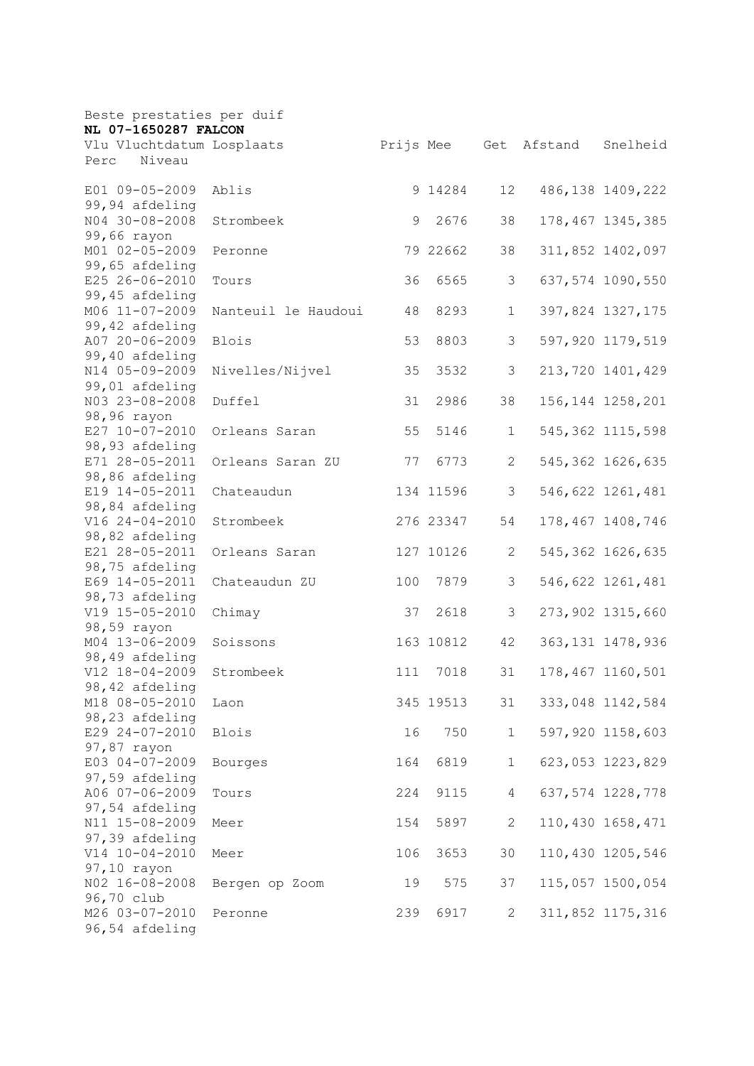Beste prestaties per duif

**NL 07-1650287 FALCON**

| Vlu | Vluchtdatum | Losplaats | Prijs | Mee | Get | Afstand | Snelheid | Perc | Niveau |
|---|---|---|---|---|---|---|---|---|---|
| E01 | 09-05-2009 | Ablis | 9 | 14284 | 12 | 486,138 | 1409,222 | 99,94 | afdeling |
| N04 | 30-08-2008 | Strombeek | 9 | 2676 | 38 | 178,467 | 1345,385 | 99,66 | rayon |
| M01 | 02-05-2009 | Peronne | 79 | 22662 | 38 | 311,852 | 1402,097 | 99,65 | afdeling |
| E25 | 26-06-2010 | Tours | 36 | 6565 | 3 | 637,574 | 1090,550 | 99,45 | afdeling |
| M06 | 11-07-2009 | Nanteuil le Haudoui | 48 | 8293 | 1 | 397,824 | 1327,175 | 99,42 | afdeling |
| A07 | 20-06-2009 | Blois | 53 | 8803 | 3 | 597,920 | 1179,519 | 99,40 | afdeling |
| N14 | 05-09-2009 | Nivelles/Nijvel | 35 | 3532 | 3 | 213,720 | 1401,429 | 99,01 | afdeling |
| N03 | 23-08-2008 | Duffel | 31 | 2986 | 38 | 156,144 | 1258,201 | 98,96 | rayon |
| E27 | 10-07-2010 | Orleans Saran | 55 | 5146 | 1 | 545,362 | 1115,598 | 98,93 | afdeling |
| E71 | 28-05-2011 | Orleans Saran ZU | 77 | 6773 | 2 | 545,362 | 1626,635 | 98,86 | afdeling |
| E19 | 14-05-2011 | Chateaudun | 134 | 11596 | 3 | 546,622 | 1261,481 | 98,84 | afdeling |
| V16 | 24-04-2010 | Strombeek | 276 | 23347 | 54 | 178,467 | 1408,746 | 98,82 | afdeling |
| E21 | 28-05-2011 | Orleans Saran | 127 | 10126 | 2 | 545,362 | 1626,635 | 98,75 | afdeling |
| E69 | 14-05-2011 | Chateaudun ZU | 100 | 7879 | 3 | 546,622 | 1261,481 | 98,73 | afdeling |
| V19 | 15-05-2010 | Chimay | 37 | 2618 | 3 | 273,902 | 1315,660 | 98,59 | rayon |
| M04 | 13-06-2009 | Soissons | 163 | 10812 | 42 | 363,131 | 1478,936 | 98,49 | afdeling |
| V12 | 18-04-2009 | Strombeek | 111 | 7018 | 31 | 178,467 | 1160,501 | 98,42 | afdeling |
| M18 | 08-05-2010 | Laon | 345 | 19513 | 31 | 333,048 | 1142,584 | 98,23 | afdeling |
| E29 | 24-07-2010 | Blois | 16 | 750 | 1 | 597,920 | 1158,603 | 97,87 | rayon |
| E03 | 04-07-2009 | Bourges | 164 | 6819 | 1 | 623,053 | 1223,829 | 97,59 | afdeling |
| A06 | 07-06-2009 | Tours | 224 | 9115 | 4 | 637,574 | 1228,778 | 97,54 | afdeling |
| N11 | 15-08-2009 | Meer | 154 | 5897 | 2 | 110,430 | 1658,471 | 97,39 | afdeling |
| V14 | 10-04-2010 | Meer | 106 | 3653 | 30 | 110,430 | 1205,546 | 97,10 | rayon |
| N02 | 16-08-2008 | Bergen op Zoom | 19 | 575 | 37 | 115,057 | 1500,054 | 96,70 | club |
| M26 | 03-07-2010 | Peronne | 239 | 6917 | 2 | 311,852 | 1175,316 | 96,54 | afdeling |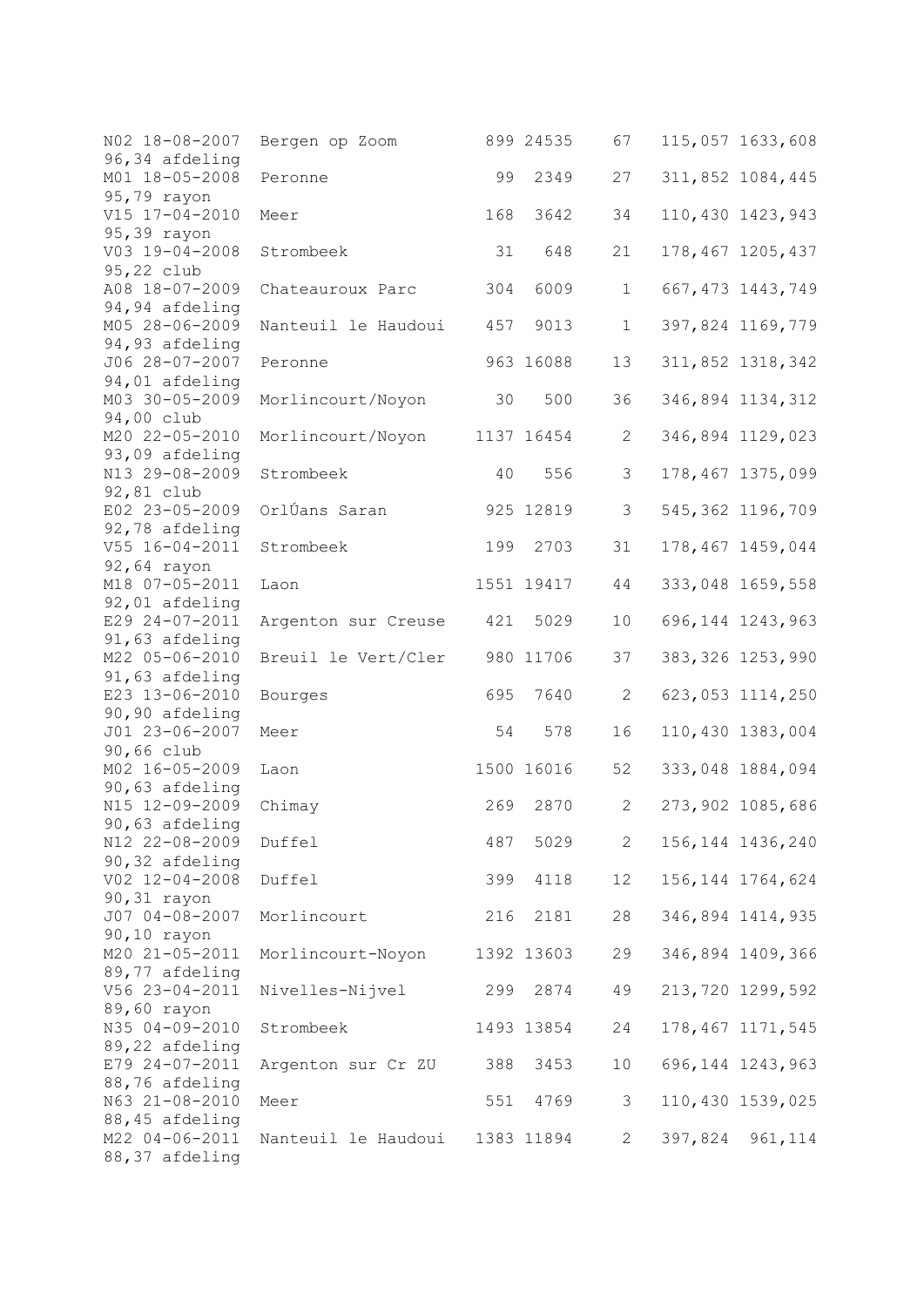| | | | | | | | |
|---|---|---|---|---|---|---|---|
| N02 18-08-2007 | Bergen op Zoom | 899 | 24535 | 67 | 115,057 | 1633,608 | 96,34 afdeling |
| M01 18-05-2008 | Peronne | 99 | 2349 | 27 | 311,852 | 1084,445 | 95,79 rayon |
| V15 17-04-2010 | Meer | 168 | 3642 | 34 | 110,430 | 1423,943 | 95,39 rayon |
| V03 19-04-2008 | Strombeek | 31 | 648 | 21 | 178,467 | 1205,437 | 95,22 club |
| A08 18-07-2009 | Chateauroux Parc | 304 | 6009 | 1 | 667,473 | 1443,749 | 94,94 afdeling |
| M05 28-06-2009 | Nanteuil le Haudoui | 457 | 9013 | 1 | 397,824 | 1169,779 | 94,93 afdeling |
| J06 28-07-2007 | Peronne | 963 | 16088 | 13 | 311,852 | 1318,342 | 94,01 afdeling |
| M03 30-05-2009 | Morlincourt/Noyon | 30 | 500 | 36 | 346,894 | 1134,312 | 94,00 club |
| M20 22-05-2010 | Morlincourt/Noyon | 1137 | 16454 | 2 | 346,894 | 1129,023 | 93,09 afdeling |
| N13 29-08-2009 | Strombeek | 40 | 556 | 3 | 178,467 | 1375,099 | 92,81 club |
| E02 23-05-2009 | OrlÚans Saran | 925 | 12819 | 3 | 545,362 | 1196,709 | 92,78 afdeling |
| V55 16-04-2011 | Strombeek | 199 | 2703 | 31 | 178,467 | 1459,044 | 92,64 rayon |
| M18 07-05-2011 | Laon | 1551 | 19417 | 44 | 333,048 | 1659,558 | 92,01 afdeling |
| E29 24-07-2011 | Argenton sur Creuse | 421 | 5029 | 10 | 696,144 | 1243,963 | 91,63 afdeling |
| M22 05-06-2010 | Breuil le Vert/Cler | 980 | 11706 | 37 | 383,326 | 1253,990 | 91,63 afdeling |
| E23 13-06-2010 | Bourges | 695 | 7640 | 2 | 623,053 | 1114,250 | 90,90 afdeling |
| J01 23-06-2007 | Meer | 54 | 578 | 16 | 110,430 | 1383,004 | 90,66 club |
| M02 16-05-2009 | Laon | 1500 | 16016 | 52 | 333,048 | 1884,094 | 90,63 afdeling |
| N15 12-09-2009 | Chimay | 269 | 2870 | 2 | 273,902 | 1085,686 | 90,63 afdeling |
| N12 22-08-2009 | Duffel | 487 | 5029 | 2 | 156,144 | 1436,240 | 90,32 afdeling |
| V02 12-04-2008 | Duffel | 399 | 4118 | 12 | 156,144 | 1764,624 | 90,31 rayon |
| J07 04-08-2007 | Morlincourt | 216 | 2181 | 28 | 346,894 | 1414,935 | 90,10 rayon |
| M20 21-05-2011 | Morlincourt-Noyon | 1392 | 13603 | 29 | 346,894 | 1409,366 | 89,77 afdeling |
| V56 23-04-2011 | Nivelles-Nijvel | 299 | 2874 | 49 | 213,720 | 1299,592 | 89,60 rayon |
| N35 04-09-2010 | Strombeek | 1493 | 13854 | 24 | 178,467 | 1171,545 | 89,22 afdeling |
| E79 24-07-2011 | Argenton sur Cr ZU | 388 | 3453 | 10 | 696,144 | 1243,963 | 88,76 afdeling |
| N63 21-08-2010 | Meer | 551 | 4769 | 3 | 110,430 | 1539,025 | 88,45 afdeling |
| M22 04-06-2011 | Nanteuil le Haudoui | 1383 | 11894 | 2 | 397,824 | 961,114 | 88,37 afdeling |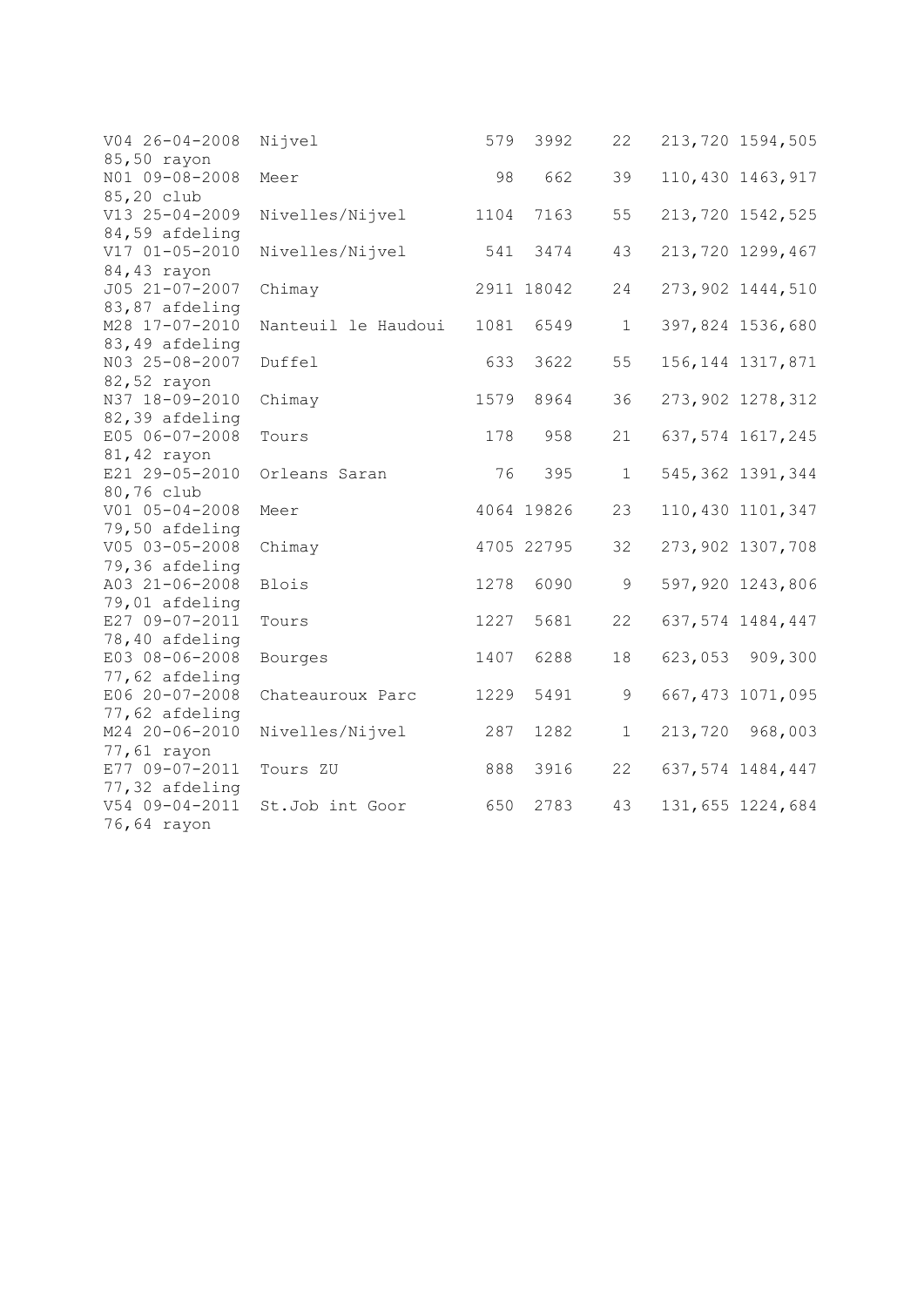| | | | | | | | |
|---|---|---|---|---|---|---|---|
| V04 26-04-2008 | Nijvel | 579 | 3992 | 22 | 213,720 | 1594,505 | 85,50 rayon |
| N01 09-08-2008 | Meer | 98 | 662 | 39 | 110,430 | 1463,917 | 85,20 club |
| V13 25-04-2009 | Nivelles/Nijvel | 1104 | 7163 | 55 | 213,720 | 1542,525 | 84,59 afdeling |
| V17 01-05-2010 | Nivelles/Nijvel | 541 | 3474 | 43 | 213,720 | 1299,467 | 84,43 rayon |
| J05 21-07-2007 | Chimay | 2911 | 18042 | 24 | 273,902 | 1444,510 | 83,87 afdeling |
| M28 17-07-2010 | Nanteuil le Haudoui | 1081 | 6549 | 1 | 397,824 | 1536,680 | 83,49 afdeling |
| N03 25-08-2007 | Duffel | 633 | 3622 | 55 | 156,144 | 1317,871 | 82,52 rayon |
| N37 18-09-2010 | Chimay | 1579 | 8964 | 36 | 273,902 | 1278,312 | 82,39 afdeling |
| E05 06-07-2008 | Tours | 178 | 958 | 21 | 637,574 | 1617,245 | 81,42 rayon |
| E21 29-05-2010 | Orleans Saran | 76 | 395 | 1 | 545,362 | 1391,344 | 80,76 club |
| V01 05-04-2008 | Meer | 4064 | 19826 | 23 | 110,430 | 1101,347 | 79,50 afdeling |
| V05 03-05-2008 | Chimay | 4705 | 22795 | 32 | 273,902 | 1307,708 | 79,36 afdeling |
| A03 21-06-2008 | Blois | 1278 | 6090 | 9 | 597,920 | 1243,806 | 79,01 afdeling |
| E27 09-07-2011 | Tours | 1227 | 5681 | 22 | 637,574 | 1484,447 | 78,40 afdeling |
| E03 08-06-2008 | Bourges | 1407 | 6288 | 18 | 623,053 | 909,300 | 77,62 afdeling |
| E06 20-07-2008 | Chateauroux Parc | 1229 | 5491 | 9 | 667,473 | 1071,095 | 77,62 afdeling |
| M24 20-06-2010 | Nivelles/Nijvel | 287 | 1282 | 1 | 213,720 | 968,003 | 77,61 rayon |
| E77 09-07-2011 | Tours ZU | 888 | 3916 | 22 | 637,574 | 1484,447 | 77,32 afdeling |
| V54 09-04-2011 | St.Job int Goor | 650 | 2783 | 43 | 131,655 | 1224,684 | 76,64 rayon |